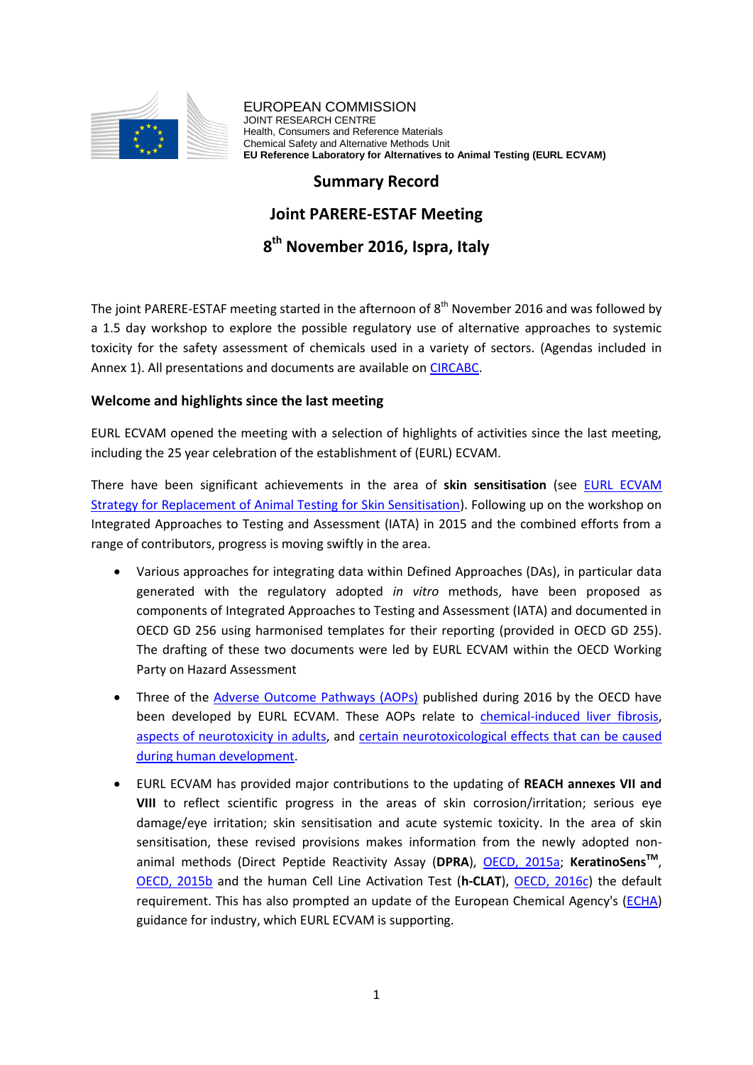EUROPEAN COMMISSION
JOINT RESEARCH CENTRE
Health, Consumers and Reference Materials
Chemical Safety and Alternative Methods Unit
**EU Reference Laboratory for Alternatives to Animal Testing (EURL ECVAM)**

# Summary Record

# Joint PARERE-ESTAF Meeting

# 8th November 2016, Ispra, Italy

The joint PARERE-ESTAF meeting started in the afternoon of 8th November 2016 and was followed by a 1.5 day workshop to explore the possible regulatory use of alternative approaches to systemic toxicity for the safety assessment of chemicals used in a variety of sectors. (Agendas included in Annex 1). All presentations and documents are available on CIRCABC.

## Welcome and highlights since the last meeting

EURL ECVAM opened the meeting with a selection of highlights of activities since the last meeting, including the 25 year celebration of the establishment of (EURL) ECVAM.

There have been significant achievements in the area of **skin sensitisation** (see EURL ECVAM Strategy for Replacement of Animal Testing for Skin Sensitisation). Following up on the workshop on Integrated Approaches to Testing and Assessment (IATA) in 2015 and the combined efforts from a range of contributors, progress is moving swiftly in the area.

- Various approaches for integrating data within Defined Approaches (DAs), in particular data generated with the regulatory adopted *in vitro* methods, have been proposed as components of Integrated Approaches to Testing and Assessment (IATA) and documented in OECD GD 256 using harmonised templates for their reporting (provided in OECD GD 255). The drafting of these two documents were led by EURL ECVAM within the OECD Working Party on Hazard Assessment
- Three of the Adverse Outcome Pathways (AOPs) published during 2016 by the OECD have been developed by EURL ECVAM. These AOPs relate to chemical-induced liver fibrosis, aspects of neurotoxicity in adults, and certain neurotoxicological effects that can be caused during human development.
- EURL ECVAM has provided major contributions to the updating of **REACH annexes VII and VIII** to reflect scientific progress in the areas of skin corrosion/irritation; serious eye damage/eye irritation; skin sensitisation and acute systemic toxicity. In the area of skin sensitisation, these revised provisions makes information from the newly adopted non-animal methods (Direct Peptide Reactivity Assay (**DPRA**), OECD, 2015a; **KeratinoSens™**, OECD, 2015b and the human Cell Line Activation Test (**h-CLAT**), OECD, 2016c) the default requirement. This has also prompted an update of the European Chemical Agency's (ECHA) guidance for industry, which EURL ECVAM is supporting.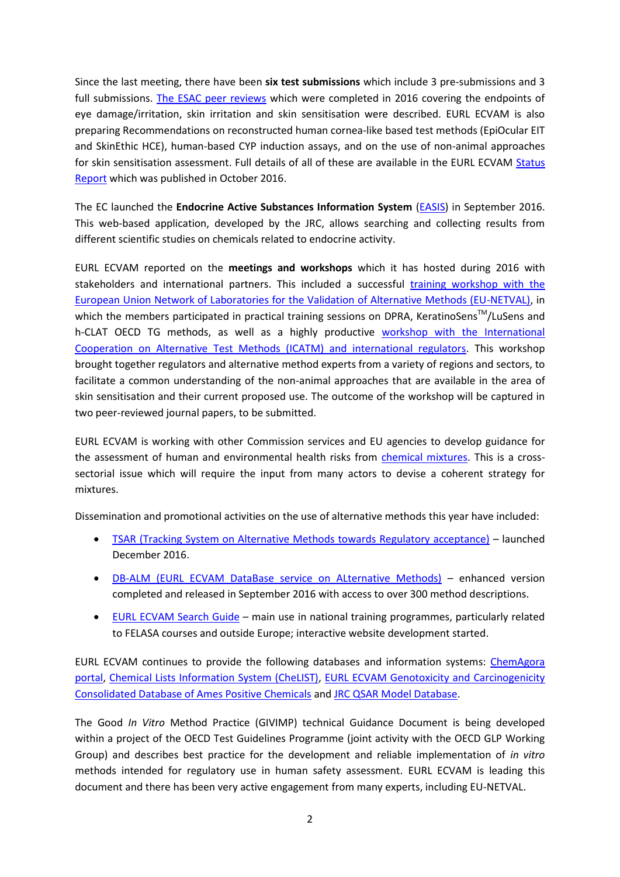Since the last meeting, there have been **six test submissions** which include 3 pre-submissions and 3 full submissions. The ESAC peer reviews which were completed in 2016 covering the endpoints of eye damage/irritation, skin irritation and skin sensitisation were described. EURL ECVAM is also preparing Recommendations on reconstructed human cornea-like based test methods (EpiOcular EIT and SkinEthic HCE), human-based CYP induction assays, and on the use of non-animal approaches for skin sensitisation assessment. Full details of all of these are available in the EURL ECVAM Status Report which was published in October 2016.

The EC launched the **Endocrine Active Substances Information System** (EASIS) in September 2016. This web-based application, developed by the JRC, allows searching and collecting results from different scientific studies on chemicals related to endocrine activity.

EURL ECVAM reported on the **meetings and workshops** which it has hosted during 2016 with stakeholders and international partners. This included a successful training workshop with the European Union Network of Laboratories for the Validation of Alternative Methods (EU-NETVAL), in which the members participated in practical training sessions on DPRA, KeratinoSens™/LuSens and h-CLAT OECD TG methods, as well as a highly productive workshop with the International Cooperation on Alternative Test Methods (ICATM) and international regulators. This workshop brought together regulators and alternative method experts from a variety of regions and sectors, to facilitate a common understanding of the non-animal approaches that are available in the area of skin sensitisation and their current proposed use. The outcome of the workshop will be captured in two peer-reviewed journal papers, to be submitted.

EURL ECVAM is working with other Commission services and EU agencies to develop guidance for the assessment of human and environmental health risks from chemical mixtures. This is a cross-sectorial issue which will require the input from many actors to devise a coherent strategy for mixtures.

Dissemination and promotional activities on the use of alternative methods this year have included:

- TSAR (Tracking System on Alternative Methods towards Regulatory acceptance) – launched December 2016.
- DB-ALM (EURL ECVAM DataBase service on ALternative Methods) – enhanced version completed and released in September 2016 with access to over 300 method descriptions.
- EURL ECVAM Search Guide – main use in national training programmes, particularly related to FELASA courses and outside Europe; interactive website development started.

EURL ECVAM continues to provide the following databases and information systems: ChemAgora portal, Chemical Lists Information System (CheLIST), EURL ECVAM Genotoxicity and Carcinogenicity Consolidated Database of Ames Positive Chemicals and JRC QSAR Model Database.

The Good *In Vitro* Method Practice (GIVIMP) technical Guidance Document is being developed within a project of the OECD Test Guidelines Programme (joint activity with the OECD GLP Working Group) and describes best practice for the development and reliable implementation of *in vitro* methods intended for regulatory use in human safety assessment. EURL ECVAM is leading this document and there has been very active engagement from many experts, including EU-NETVAL.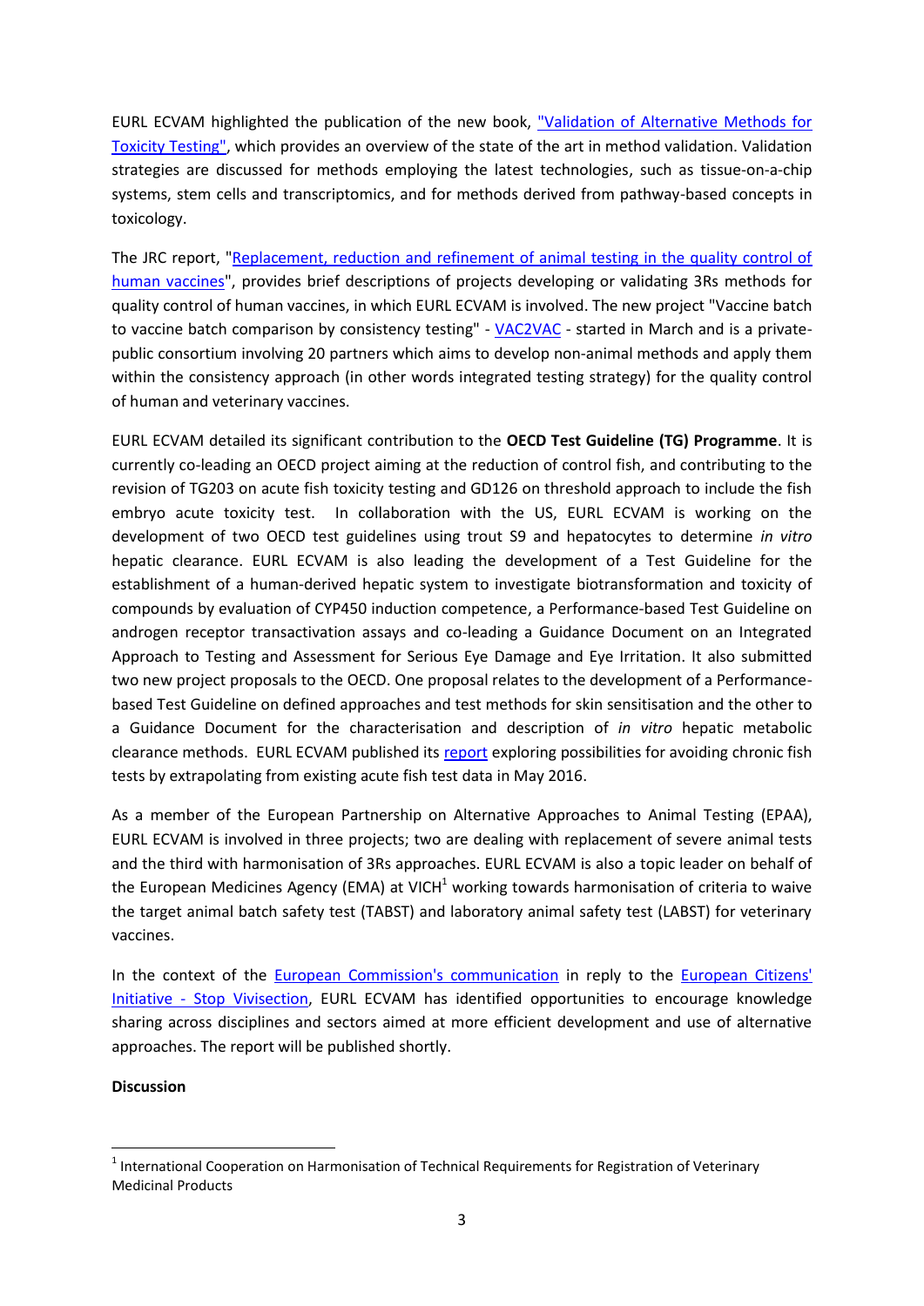EURL ECVAM highlighted the publication of the new book, "Validation of Alternative Methods for Toxicity Testing", which provides an overview of the state of the art in method validation. Validation strategies are discussed for methods employing the latest technologies, such as tissue-on-a-chip systems, stem cells and transcriptomics, and for methods derived from pathway-based concepts in toxicology.

The JRC report, "Replacement, reduction and refinement of animal testing in the quality control of human vaccines", provides brief descriptions of projects developing or validating 3Rs methods for quality control of human vaccines, in which EURL ECVAM is involved. The new project "Vaccine batch to vaccine batch comparison by consistency testing" - VAC2VAC - started in March and is a private-public consortium involving 20 partners which aims to develop non-animal methods and apply them within the consistency approach (in other words integrated testing strategy) for the quality control of human and veterinary vaccines.

EURL ECVAM detailed its significant contribution to the **OECD Test Guideline (TG) Programme**. It is currently co-leading an OECD project aiming at the reduction of control fish, and contributing to the revision of TG203 on acute fish toxicity testing and GD126 on threshold approach to include the fish embryo acute toxicity test. In collaboration with the US, EURL ECVAM is working on the development of two OECD test guidelines using trout S9 and hepatocytes to determine *in vitro* hepatic clearance. EURL ECVAM is also leading the development of a Test Guideline for the establishment of a human-derived hepatic system to investigate biotransformation and toxicity of compounds by evaluation of CYP450 induction competence, a Performance-based Test Guideline on androgen receptor transactivation assays and co-leading a Guidance Document on an Integrated Approach to Testing and Assessment for Serious Eye Damage and Eye Irritation. It also submitted two new project proposals to the OECD. One proposal relates to the development of a Performance-based Test Guideline on defined approaches and test methods for skin sensitisation and the other to a Guidance Document for the characterisation and description of *in vitro* hepatic metabolic clearance methods. EURL ECVAM published its report exploring possibilities for avoiding chronic fish tests by extrapolating from existing acute fish test data in May 2016.

As a member of the European Partnership on Alternative Approaches to Animal Testing (EPAA), EURL ECVAM is involved in three projects; two are dealing with replacement of severe animal tests and the third with harmonisation of 3Rs approaches. EURL ECVAM is also a topic leader on behalf of the European Medicines Agency (EMA) at VICH[1] working towards harmonisation of criteria to waive the target animal batch safety test (TABST) and laboratory animal safety test (LABST) for veterinary vaccines.

In the context of the European Commission's communication in reply to the European Citizens' Initiative - Stop Vivisection, EURL ECVAM has identified opportunities to encourage knowledge sharing across disciplines and sectors aimed at more efficient development and use of alternative approaches. The report will be published shortly.

**Discussion**

[1] International Cooperation on Harmonisation of Technical Requirements for Registration of Veterinary Medicinal Products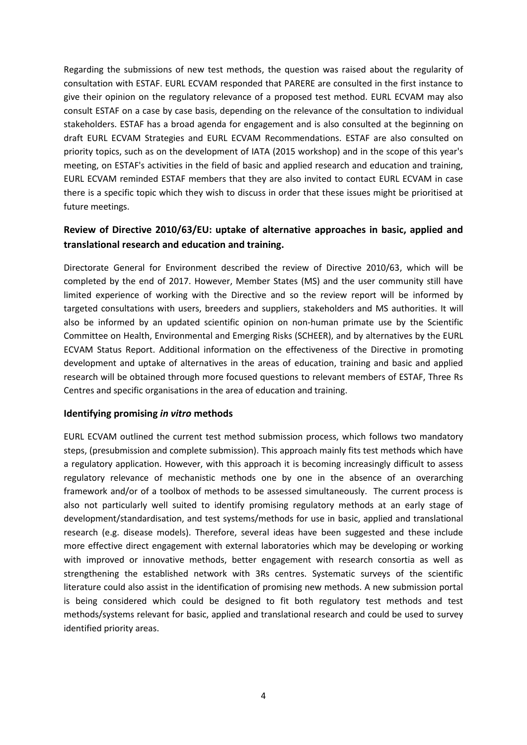Regarding the submissions of new test methods, the question was raised about the regularity of consultation with ESTAF. EURL ECVAM responded that PARERE are consulted in the first instance to give their opinion on the regulatory relevance of a proposed test method. EURL ECVAM may also consult ESTAF on a case by case basis, depending on the relevance of the consultation to individual stakeholders. ESTAF has a broad agenda for engagement and is also consulted at the beginning on draft EURL ECVAM Strategies and EURL ECVAM Recommendations. ESTAF are also consulted on priority topics, such as on the development of IATA (2015 workshop) and in the scope of this year's meeting, on ESTAF's activities in the field of basic and applied research and education and training, EURL ECVAM reminded ESTAF members that they are also invited to contact EURL ECVAM in case there is a specific topic which they wish to discuss in order that these issues might be prioritised at future meetings.

## Review of Directive 2010/63/EU: uptake of alternative approaches in basic, applied and translational research and education and training.

Directorate General for Environment described the review of Directive 2010/63, which will be completed by the end of 2017. However, Member States (MS) and the user community still have limited experience of working with the Directive and so the review report will be informed by targeted consultations with users, breeders and suppliers, stakeholders and MS authorities. It will also be informed by an updated scientific opinion on non-human primate use by the Scientific Committee on Health, Environmental and Emerging Risks (SCHEER), and by alternatives by the EURL ECVAM Status Report. Additional information on the effectiveness of the Directive in promoting development and uptake of alternatives in the areas of education, training and basic and applied research will be obtained through more focused questions to relevant members of ESTAF, Three Rs Centres and specific organisations in the area of education and training.

## Identifying promising *in vitro* methods

EURL ECVAM outlined the current test method submission process, which follows two mandatory steps, (presubmission and complete submission). This approach mainly fits test methods which have a regulatory application. However, with this approach it is becoming increasingly difficult to assess regulatory relevance of mechanistic methods one by one in the absence of an overarching framework and/or of a toolbox of methods to be assessed simultaneously. The current process is also not particularly well suited to identify promising regulatory methods at an early stage of development/standardisation, and test systems/methods for use in basic, applied and translational research (e.g. disease models). Therefore, several ideas have been suggested and these include more effective direct engagement with external laboratories which may be developing or working with improved or innovative methods, better engagement with research consortia as well as strengthening the established network with 3Rs centres. Systematic surveys of the scientific literature could also assist in the identification of promising new methods. A new submission portal is being considered which could be designed to fit both regulatory test methods and test methods/systems relevant for basic, applied and translational research and could be used to survey identified priority areas.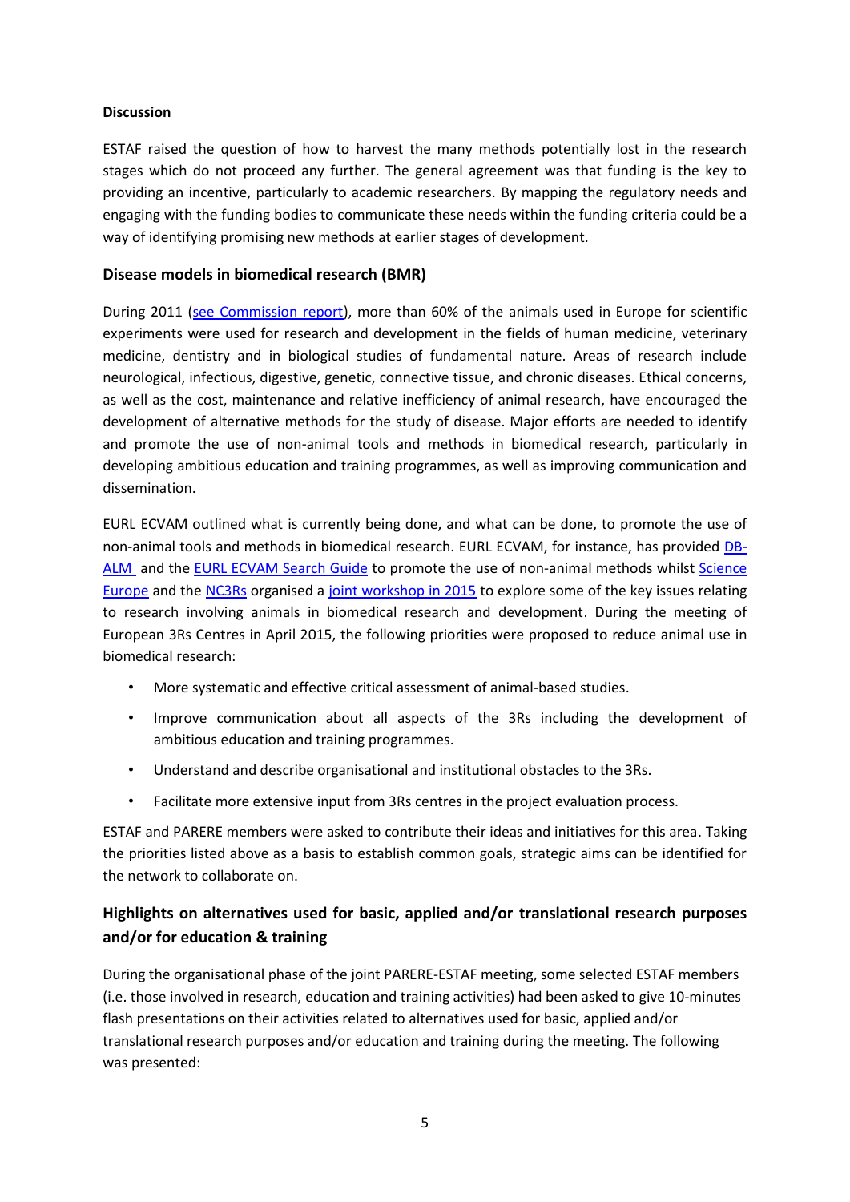**Discussion**

ESTAF raised the question of how to harvest the many methods potentially lost in the research stages which do not proceed any further. The general agreement was that funding is the key to providing an incentive, particularly to academic researchers. By mapping the regulatory needs and engaging with the funding bodies to communicate these needs within the funding criteria could be a way of identifying promising new methods at earlier stages of development.

### Disease models in biomedical research (BMR)

During 2011 (see Commission report), more than 60% of the animals used in Europe for scientific experiments were used for research and development in the fields of human medicine, veterinary medicine, dentistry and in biological studies of fundamental nature. Areas of research include neurological, infectious, digestive, genetic, connective tissue, and chronic diseases. Ethical concerns, as well as the cost, maintenance and relative inefficiency of animal research, have encouraged the development of alternative methods for the study of disease. Major efforts are needed to identify and promote the use of non-animal tools and methods in biomedical research, particularly in developing ambitious education and training programmes, as well as improving communication and dissemination.

EURL ECVAM outlined what is currently being done, and what can be done, to promote the use of non-animal tools and methods in biomedical research. EURL ECVAM, for instance, has provided DB-ALM and the EURL ECVAM Search Guide to promote the use of non-animal methods whilst Science Europe and the NC3Rs organised a joint workshop in 2015 to explore some of the key issues relating to research involving animals in biomedical research and development. During the meeting of European 3Rs Centres in April 2015, the following priorities were proposed to reduce animal use in biomedical research:

- More systematic and effective critical assessment of animal-based studies.
- Improve communication about all aspects of the 3Rs including the development of ambitious education and training programmes.
- Understand and describe organisational and institutional obstacles to the 3Rs.
- Facilitate more extensive input from 3Rs centres in the project evaluation process.

ESTAF and PARERE members were asked to contribute their ideas and initiatives for this area. Taking the priorities listed above as a basis to establish common goals, strategic aims can be identified for the network to collaborate on.

### Highlights on alternatives used for basic, applied and/or translational research purposes and/or for education & training

During the organisational phase of the joint PARERE-ESTAF meeting, some selected ESTAF members (i.e. those involved in research, education and training activities) had been asked to give 10-minutes flash presentations on their activities related to alternatives used for basic, applied and/or translational research purposes and/or education and training during the meeting. The following was presented: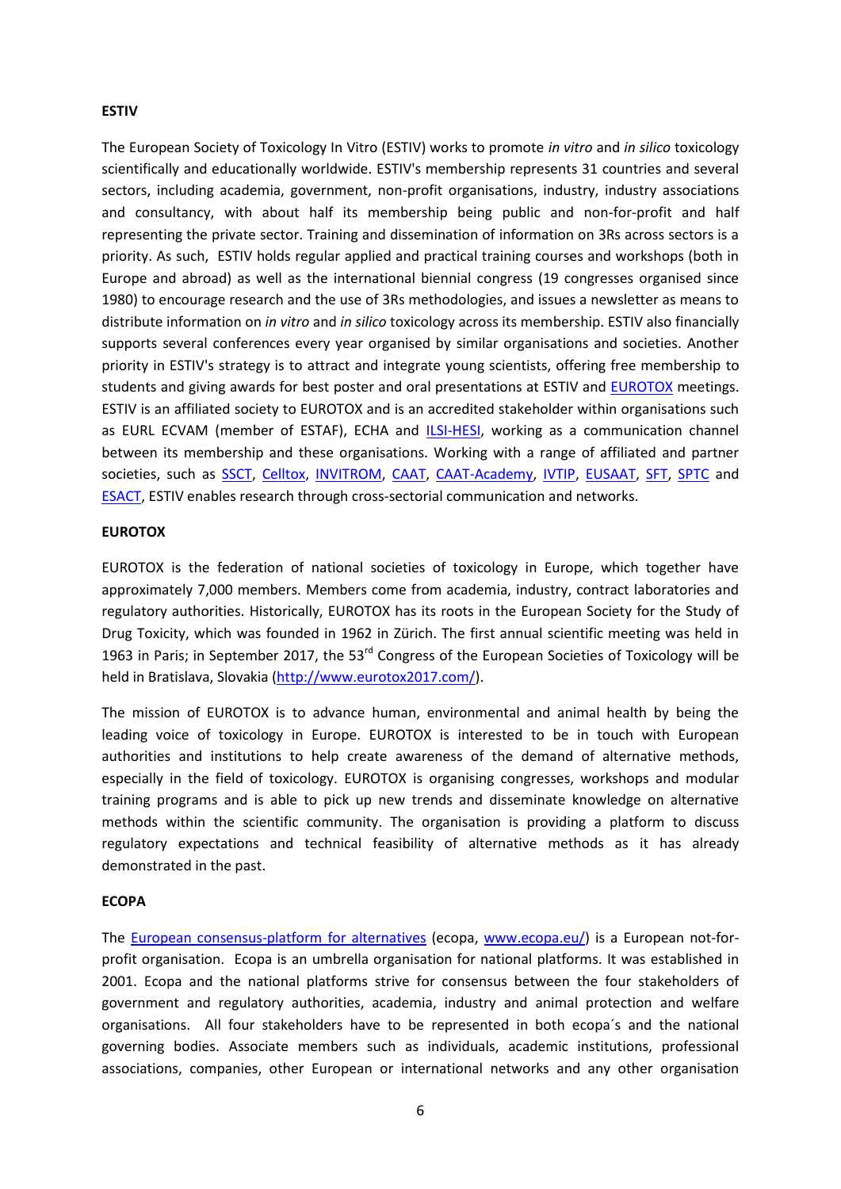**ESTIV**

The European Society of Toxicology In Vitro (ESTIV) works to promote *in vitro* and *in silico* toxicology scientifically and educationally worldwide. ESTIV's membership represents 31 countries and several sectors, including academia, government, non-profit organisations, industry, industry associations and consultancy, with about half its membership being public and non-for-profit and half representing the private sector. Training and dissemination of information on 3Rs across sectors is a priority. As such, ESTIV holds regular applied and practical training courses and workshops (both in Europe and abroad) as well as the international biennial congress (19 congresses organised since 1980) to encourage research and the use of 3Rs methodologies, and issues a newsletter as means to distribute information on *in vitro* and *in silico* toxicology across its membership. ESTIV also financially supports several conferences every year organised by similar organisations and societies. Another priority in ESTIV's strategy is to attract and integrate young scientists, offering free membership to students and giving awards for best poster and oral presentations at ESTIV and EUROTOX meetings. ESTIV is an affiliated society to EUROTOX and is an accredited stakeholder within organisations such as EURL ECVAM (member of ESTAF), ECHA and ILSI-HESI, working as a communication channel between its membership and these organisations. Working with a range of affiliated and partner societies, such as SSCT, Celltox, INVITROM, CAAT, CAAT-Academy, IVTIP, EUSAAT, SFT, SPTC and ESACT, ESTIV enables research through cross-sectorial communication and networks.

**EUROTOX**

EUROTOX is the federation of national societies of toxicology in Europe, which together have approximately 7,000 members. Members come from academia, industry, contract laboratories and regulatory authorities. Historically, EUROTOX has its roots in the European Society for the Study of Drug Toxicity, which was founded in 1962 in Zürich. The first annual scientific meeting was held in 1963 in Paris; in September 2017, the 53rd Congress of the European Societies of Toxicology will be held in Bratislava, Slovakia (http://www.eurotox2017.com/).

The mission of EUROTOX is to advance human, environmental and animal health by being the leading voice of toxicology in Europe. EUROTOX is interested to be in touch with European authorities and institutions to help create awareness of the demand of alternative methods, especially in the field of toxicology. EUROTOX is organising congresses, workshops and modular training programs and is able to pick up new trends and disseminate knowledge on alternative methods within the scientific community. The organisation is providing a platform to discuss regulatory expectations and technical feasibility of alternative methods as it has already demonstrated in the past.

**ECOPA**

The European consensus-platform for alternatives (ecopa, www.ecopa.eu/) is a European not-for-profit organisation. Ecopa is an umbrella organisation for national platforms. It was established in 2001. Ecopa and the national platforms strive for consensus between the four stakeholders of government and regulatory authorities, academia, industry and animal protection and welfare organisations. All four stakeholders have to be represented in both ecopa´s and the national governing bodies. Associate members such as individuals, academic institutions, professional associations, companies, other European or international networks and any other organisation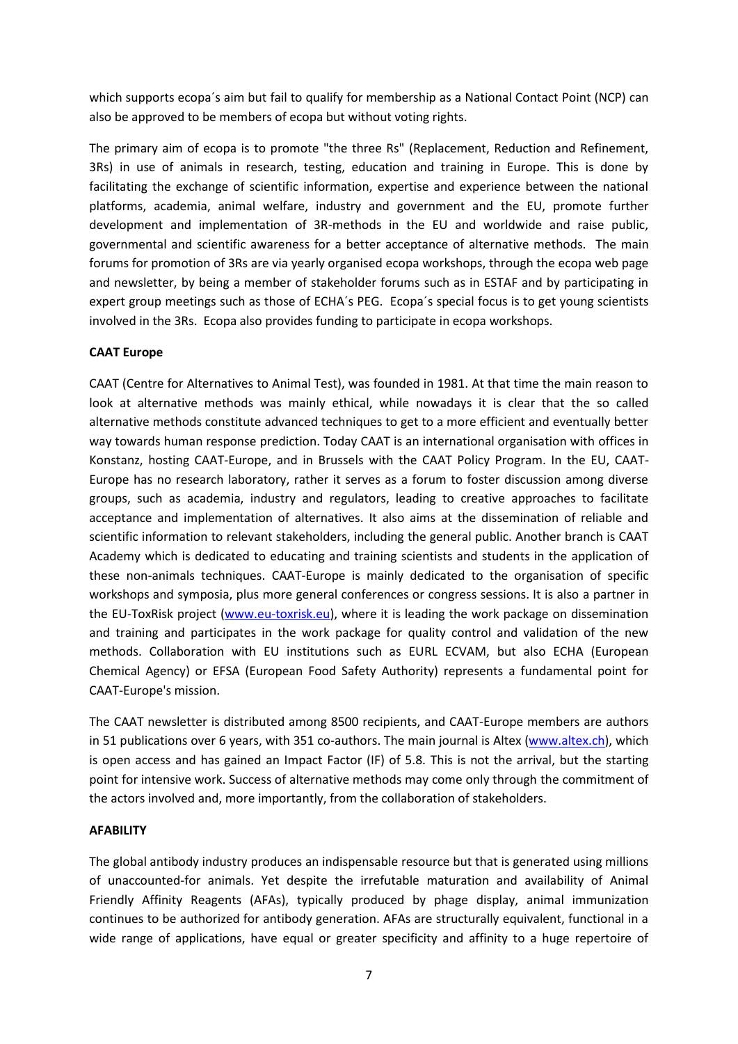which supports ecopa´s aim but fail to qualify for membership as a National Contact Point (NCP) can also be approved to be members of ecopa but without voting rights.

The primary aim of ecopa is to promote "the three Rs" (Replacement, Reduction and Refinement, 3Rs) in use of animals in research, testing, education and training in Europe. This is done by facilitating the exchange of scientific information, expertise and experience between the national platforms, academia, animal welfare, industry and government and the EU, promote further development and implementation of 3R-methods in the EU and worldwide and raise public, governmental and scientific awareness for a better acceptance of alternative methods. The main forums for promotion of 3Rs are via yearly organised ecopa workshops, through the ecopa web page and newsletter, by being a member of stakeholder forums such as in ESTAF and by participating in expert group meetings such as those of ECHA´s PEG. Ecopa´s special focus is to get young scientists involved in the 3Rs. Ecopa also provides funding to participate in ecopa workshops.

**CAAT Europe**

CAAT (Centre for Alternatives to Animal Test), was founded in 1981. At that time the main reason to look at alternative methods was mainly ethical, while nowadays it is clear that the so called alternative methods constitute advanced techniques to get to a more efficient and eventually better way towards human response prediction. Today CAAT is an international organisation with offices in Konstanz, hosting CAAT-Europe, and in Brussels with the CAAT Policy Program. In the EU, CAAT-Europe has no research laboratory, rather it serves as a forum to foster discussion among diverse groups, such as academia, industry and regulators, leading to creative approaches to facilitate acceptance and implementation of alternatives. It also aims at the dissemination of reliable and scientific information to relevant stakeholders, including the general public. Another branch is CAAT Academy which is dedicated to educating and training scientists and students in the application of these non-animals techniques. CAAT-Europe is mainly dedicated to the organisation of specific workshops and symposia, plus more general conferences or congress sessions. It is also a partner in the EU-ToxRisk project (www.eu-toxrisk.eu), where it is leading the work package on dissemination and training and participates in the work package for quality control and validation of the new methods. Collaboration with EU institutions such as EURL ECVAM, but also ECHA (European Chemical Agency) or EFSA (European Food Safety Authority) represents a fundamental point for CAAT-Europe's mission.

The CAAT newsletter is distributed among 8500 recipients, and CAAT-Europe members are authors in 51 publications over 6 years, with 351 co-authors. The main journal is Altex (www.altex.ch), which is open access and has gained an Impact Factor (IF) of 5.8. This is not the arrival, but the starting point for intensive work. Success of alternative methods may come only through the commitment of the actors involved and, more importantly, from the collaboration of stakeholders.

**AFABILITY**

The global antibody industry produces an indispensable resource but that is generated using millions of unaccounted-for animals. Yet despite the irrefutable maturation and availability of Animal Friendly Affinity Reagents (AFAs), typically produced by phage display, animal immunization continues to be authorized for antibody generation. AFAs are structurally equivalent, functional in a wide range of applications, have equal or greater specificity and affinity to a huge repertoire of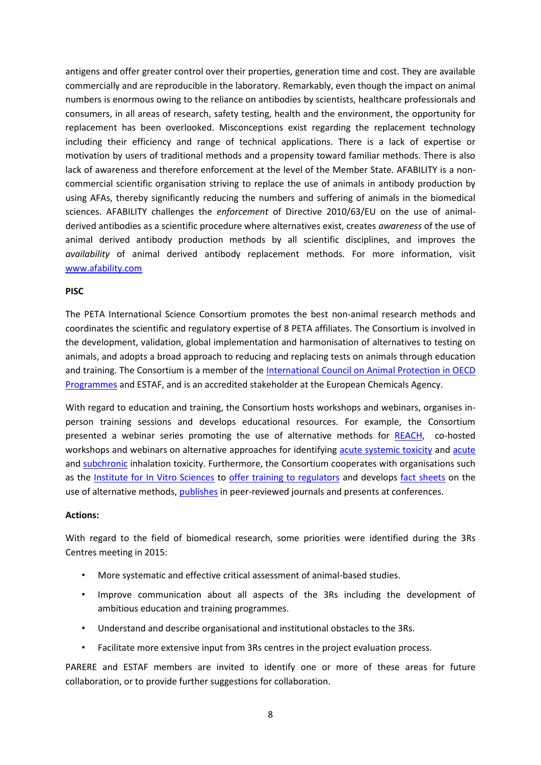antigens and offer greater control over their properties, generation time and cost. They are available commercially and are reproducible in the laboratory. Remarkably, even though the impact on animal numbers is enormous owing to the reliance on antibodies by scientists, healthcare professionals and consumers, in all areas of research, safety testing, health and the environment, the opportunity for replacement has been overlooked. Misconceptions exist regarding the replacement technology including their efficiency and range of technical applications. There is a lack of expertise or motivation by users of traditional methods and a propensity toward familiar methods. There is also lack of awareness and therefore enforcement at the level of the Member State. AFABILITY is a non-commercial scientific organisation striving to replace the use of animals in antibody production by using AFAs, thereby significantly reducing the numbers and suffering of animals in the biomedical sciences. AFABILITY challenges the *enforcement* of Directive 2010/63/EU on the use of animal-derived antibodies as a scientific procedure where alternatives exist, creates *awareness* of the use of animal derived antibody production methods by all scientific disciplines, and improves the *availability* of animal derived antibody replacement methods. For more information, visit [www.afability.com](www.afability.com)

**PISC**

The PETA International Science Consortium promotes the best non-animal research methods and coordinates the scientific and regulatory expertise of 8 PETA affiliates. The Consortium is involved in the development, validation, global implementation and harmonisation of alternatives to testing on animals, and adopts a broad approach to reducing and replacing tests on animals through education and training. The Consortium is a member of the International Council on Animal Protection in OECD Programmes and ESTAF, and is an accredited stakeholder at the European Chemicals Agency.

With regard to education and training, the Consortium hosts workshops and webinars, organises in-person training sessions and develops educational resources. For example, the Consortium presented a webinar series promoting the use of alternative methods for REACH, co-hosted workshops and webinars on alternative approaches for identifying acute systemic toxicity and acute and subchronic inhalation toxicity. Furthermore, the Consortium cooperates with organisations such as the Institute for In Vitro Sciences to offer training to regulators and develops fact sheets on the use of alternative methods, publishes in peer-reviewed journals and presents at conferences.

**Actions:**

With regard to the field of biomedical research, some priorities were identified during the 3Rs Centres meeting in 2015:

- More systematic and effective critical assessment of animal-based studies.
- Improve communication about all aspects of the 3Rs including the development of ambitious education and training programmes.
- Understand and describe organisational and institutional obstacles to the 3Rs.
- Facilitate more extensive input from 3Rs centres in the project evaluation process.

PARERE and ESTAF members are invited to identify one or more of these areas for future collaboration, or to provide further suggestions for collaboration.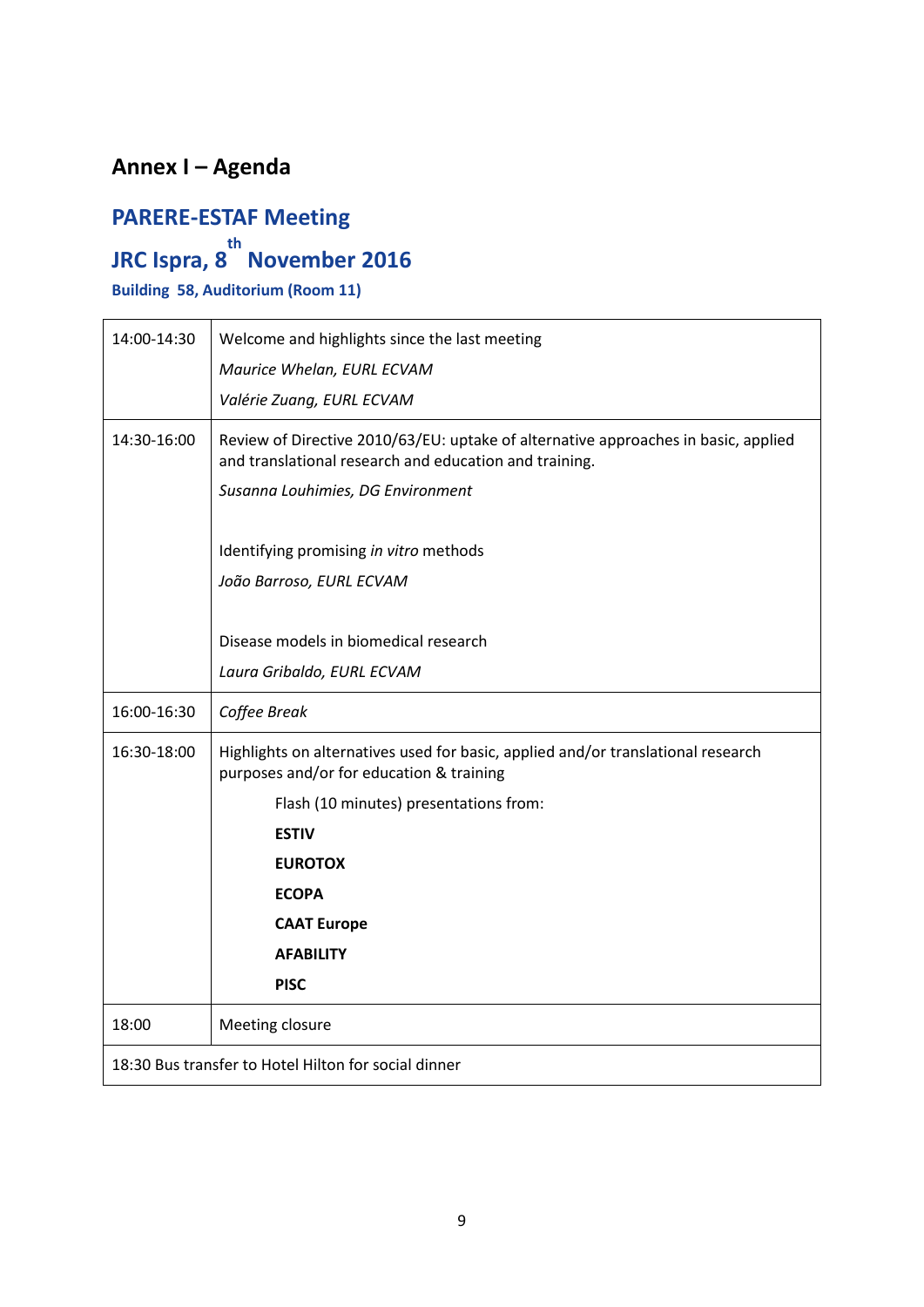# Annex I – Agenda

## PARERE-ESTAF Meeting

## JRC Ispra, 8th November 2016

### Building 58, Auditorium (Room 11)

| | |
|---|---|
| 14:00-14:30 | Welcome and highlights since the last meeting<br>*Maurice Whelan, EURL ECVAM*<br>*Valérie Zuang, EURL ECVAM* |
| 14:30-16:00 | Review of Directive 2010/63/EU: uptake of alternative approaches in basic, applied and translational research and education and training.<br>*Susanna Louhimies, DG Environment*<br><br>Identifying promising *in vitro* methods<br>*João Barroso, EURL ECVAM*<br><br>Disease models in biomedical research<br>*Laura Gribaldo, EURL ECVAM* |
| 16:00-16:30 | *Coffee Break* |
| 16:30-18:00 | Highlights on alternatives used for basic, applied and/or translational research purposes and/or for education & training<br>Flash (10 minutes) presentations from:<br>**ESTIV**<br>**EUROTOX**<br>**ECOPA**<br>**CAAT Europe**<br>**AFABILITY**<br>**PISC** |
| 18:00 | Meeting closure |
| 18:30 Bus transfer to Hotel Hilton for social dinner | |